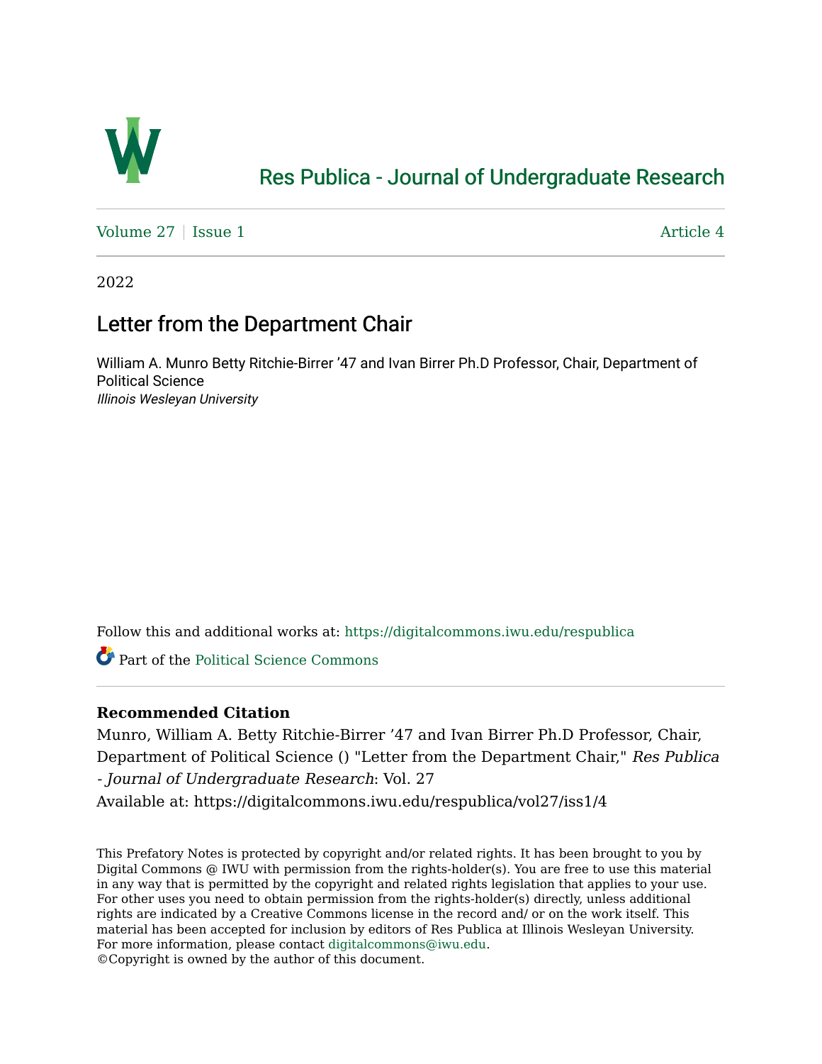Res Publica - Journal of Undergraduate Research

Volume 27 | Issue 1 | Article 4

2022

# Letter from the Department Chair

William A. Munro Betty Ritchie-Birrer ’47 and Ivan Birrer Ph.D Professor, Chair, Department of Political Science
*Illinois Wesleyan University*

Follow this and additional works at: https://digitalcommons.iwu.edu/respublica

Part of the Political Science Commons

**Recommended Citation**

Munro, William A. Betty Ritchie-Birrer ’47 and Ivan Birrer Ph.D Professor, Chair, Department of Political Science () "Letter from the Department Chair," *Res Publica - Journal of Undergraduate Research*: Vol. 27
Available at: https://digitalcommons.iwu.edu/respublica/vol27/iss1/4

This Prefatory Notes is protected by copyright and/or related rights. It has been brought to you by Digital Commons @ IWU with permission from the rights-holder(s). You are free to use this material in any way that is permitted by the copyright and related rights legislation that applies to your use. For other uses you need to obtain permission from the rights-holder(s) directly, unless additional rights are indicated by a Creative Commons license in the record and/ or on the work itself. This material has been accepted for inclusion by editors of Res Publica at Illinois Wesleyan University. For more information, please contact digitalcommons@iwu.edu.
©Copyright is owned by the author of this document.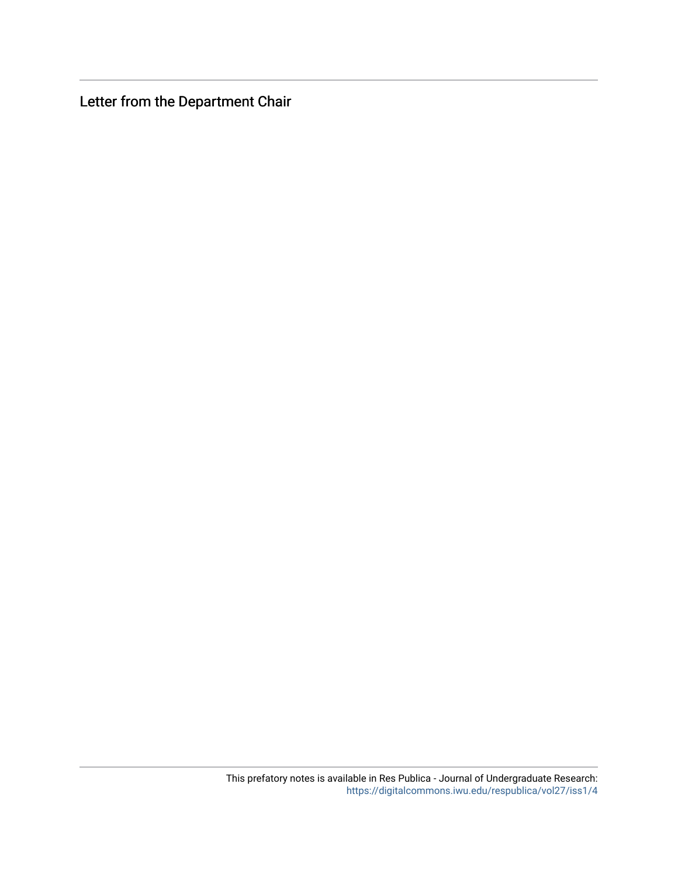# Letter from the Department Chair

This prefatory notes is available in Res Publica - Journal of Undergraduate Research: https://digitalcommons.iwu.edu/respublica/vol27/iss1/4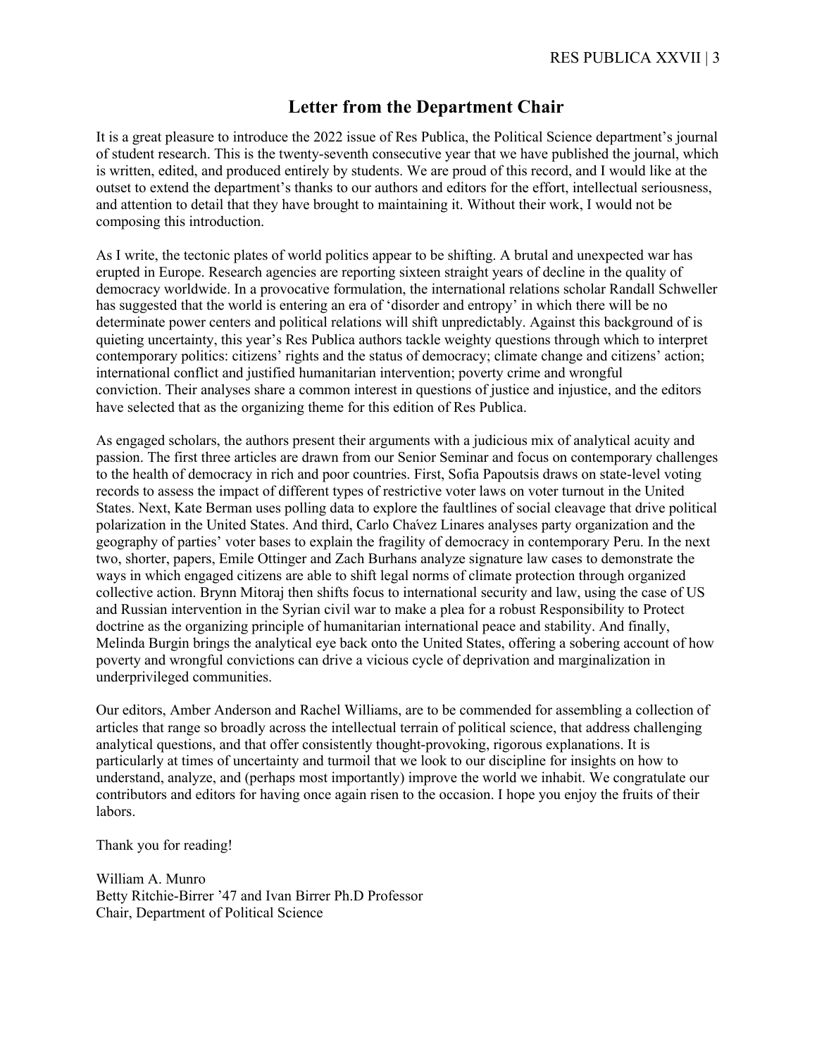## Letter from the Department Chair

It is a great pleasure to introduce the 2022 issue of Res Publica, the Political Science department's journal of student research. This is the twenty-seventh consecutive year that we have published the journal, which is written, edited, and produced entirely by students. We are proud of this record, and I would like at the outset to extend the department's thanks to our authors and editors for the effort, intellectual seriousness, and attention to detail that they have brought to maintaining it. Without their work, I would not be composing this introduction.

As I write, the tectonic plates of world politics appear to be shifting. A brutal and unexpected war has erupted in Europe. Research agencies are reporting sixteen straight years of decline in the quality of democracy worldwide. In a provocative formulation, the international relations scholar Randall Schweller has suggested that the world is entering an era of 'disorder and entropy' in which there will be no determinate power centers and political relations will shift unpredictably. Against this background of is quieting uncertainty, this year's Res Publica authors tackle weighty questions through which to interpret contemporary politics: citizens' rights and the status of democracy; climate change and citizens' action; international conflict and justified humanitarian intervention; poverty crime and wrongful conviction. Their analyses share a common interest in questions of justice and injustice, and the editors have selected that as the organizing theme for this edition of Res Publica.

As engaged scholars, the authors present their arguments with a judicious mix of analytical acuity and passion. The first three articles are drawn from our Senior Seminar and focus on contemporary challenges to the health of democracy in rich and poor countries. First, Sofia Papoutsis draws on state-level voting records to assess the impact of different types of restrictive voter laws on voter turnout in the United States. Next, Kate Berman uses polling data to explore the faultlines of social cleavage that drive political polarization in the United States. And third, Carlo Chávez Linares analyses party organization and the geography of parties' voter bases to explain the fragility of democracy in contemporary Peru. In the next two, shorter, papers, Emile Ottinger and Zach Burhans analyze signature law cases to demonstrate the ways in which engaged citizens are able to shift legal norms of climate protection through organized collective action. Brynn Mitoraj then shifts focus to international security and law, using the case of US and Russian intervention in the Syrian civil war to make a plea for a robust Responsibility to Protect doctrine as the organizing principle of humanitarian international peace and stability. And finally, Melinda Burgin brings the analytical eye back onto the United States, offering a sobering account of how poverty and wrongful convictions can drive a vicious cycle of deprivation and marginalization in underprivileged communities.

Our editors, Amber Anderson and Rachel Williams, are to be commended for assembling a collection of articles that range so broadly across the intellectual terrain of political science, that address challenging analytical questions, and that offer consistently thought-provoking, rigorous explanations. It is particularly at times of uncertainty and turmoil that we look to our discipline for insights on how to understand, analyze, and (perhaps most importantly) improve the world we inhabit. We congratulate our contributors and editors for having once again risen to the occasion. I hope you enjoy the fruits of their labors.

Thank you for reading!

William A. Munro
Betty Ritchie-Birrer '47 and Ivan Birrer Ph.D Professor
Chair, Department of Political Science